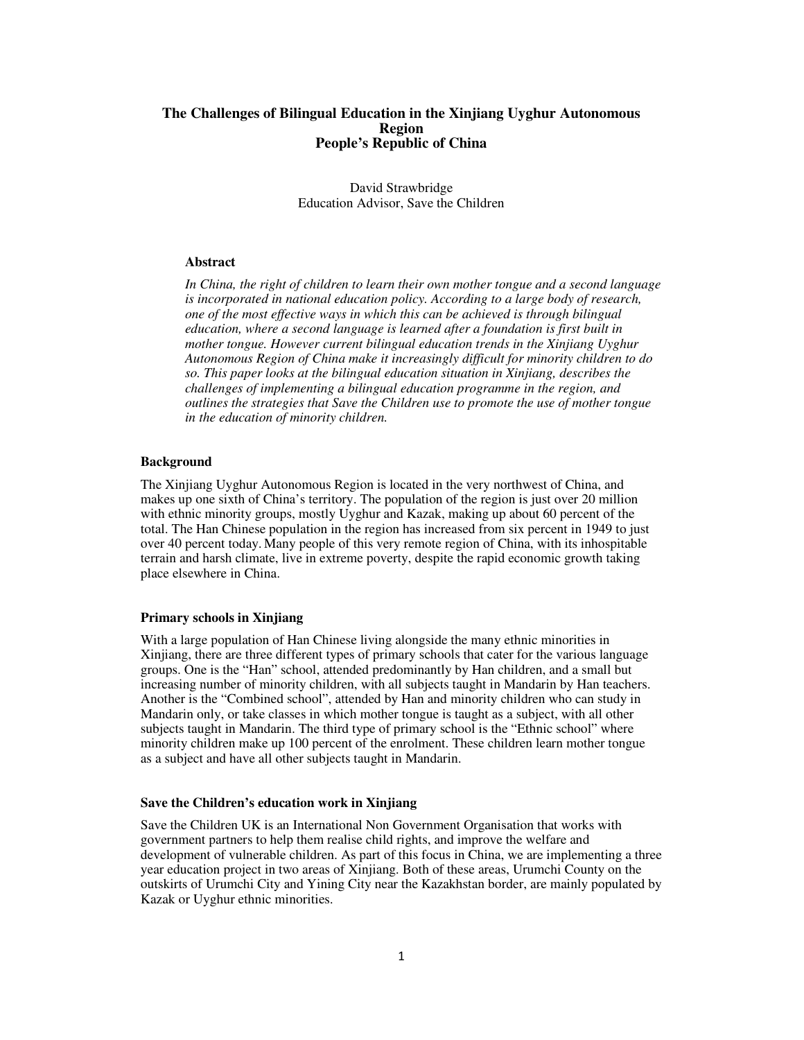# The Challenges of Bilingual Education in the Xinjiang Uyghur Autonomous Region People's Republic of China

David Strawbridge
Education Advisor, Save the Children

### Abstract

*In China, the right of children to learn their own mother tongue and a second language is incorporated in national education policy. According to a large body of research, one of the most effective ways in which this can be achieved is through bilingual education, where a second language is learned after a foundation is first built in mother tongue. However current bilingual education trends in the Xinjiang Uyghur Autonomous Region of China make it increasingly difficult for minority children to do so. This paper looks at the bilingual education situation in Xinjiang, describes the challenges of implementing a bilingual education programme in the region, and outlines the strategies that Save the Children use to promote the use of mother tongue in the education of minority children.*

## Background

The Xinjiang Uyghur Autonomous Region is located in the very northwest of China, and makes up one sixth of China's territory. The population of the region is just over 20 million with ethnic minority groups, mostly Uyghur and Kazak, making up about 60 percent of the total. The Han Chinese population in the region has increased from six percent in 1949 to just over 40 percent today. Many people of this very remote region of China, with its inhospitable terrain and harsh climate, live in extreme poverty, despite the rapid economic growth taking place elsewhere in China.

## Primary schools in Xinjiang

With a large population of Han Chinese living alongside the many ethnic minorities in Xinjiang, there are three different types of primary schools that cater for the various language groups. One is the "Han" school, attended predominantly by Han children, and a small but increasing number of minority children, with all subjects taught in Mandarin by Han teachers. Another is the "Combined school", attended by Han and minority children who can study in Mandarin only, or take classes in which mother tongue is taught as a subject, with all other subjects taught in Mandarin. The third type of primary school is the "Ethnic school" where minority children make up 100 percent of the enrolment. These children learn mother tongue as a subject and have all other subjects taught in Mandarin.

## Save the Children's education work in Xinjiang

Save the Children UK is an International Non Government Organisation that works with government partners to help them realise child rights, and improve the welfare and development of vulnerable children. As part of this focus in China, we are implementing a three year education project in two areas of Xinjiang. Both of these areas, Urumchi County on the outskirts of Urumchi City and Yining City near the Kazakhstan border, are mainly populated by Kazak or Uyghur ethnic minorities.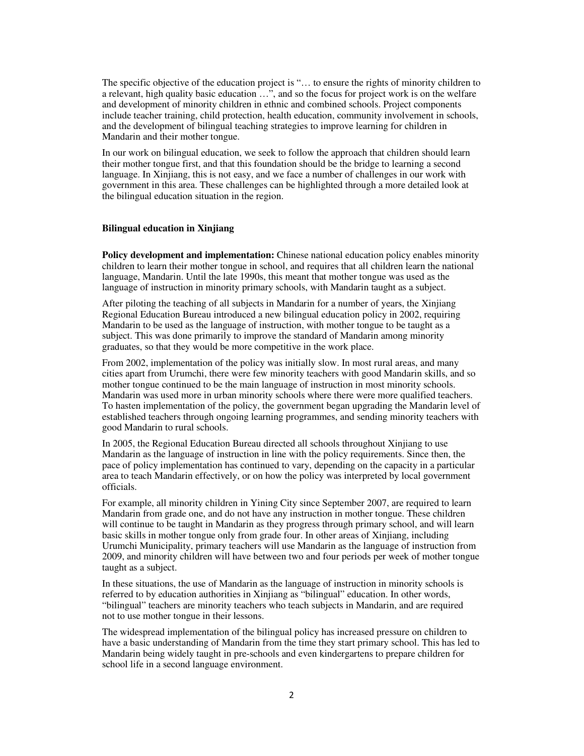The specific objective of the education project is "… to ensure the rights of minority children to a relevant, high quality basic education …", and so the focus for project work is on the welfare and development of minority children in ethnic and combined schools. Project components include teacher training, child protection, health education, community involvement in schools, and the development of bilingual teaching strategies to improve learning for children in Mandarin and their mother tongue.

In our work on bilingual education, we seek to follow the approach that children should learn their mother tongue first, and that this foundation should be the bridge to learning a second language. In Xinjiang, this is not easy, and we face a number of challenges in our work with government in this area. These challenges can be highlighted through a more detailed look at the bilingual education situation in the region.

## Bilingual education in Xinjiang

**Policy development and implementation:** Chinese national education policy enables minority children to learn their mother tongue in school, and requires that all children learn the national language, Mandarin. Until the late 1990s, this meant that mother tongue was used as the language of instruction in minority primary schools, with Mandarin taught as a subject.

After piloting the teaching of all subjects in Mandarin for a number of years, the Xinjiang Regional Education Bureau introduced a new bilingual education policy in 2002, requiring Mandarin to be used as the language of instruction, with mother tongue to be taught as a subject. This was done primarily to improve the standard of Mandarin among minority graduates, so that they would be more competitive in the work place.

From 2002, implementation of the policy was initially slow. In most rural areas, and many cities apart from Urumchi, there were few minority teachers with good Mandarin skills, and so mother tongue continued to be the main language of instruction in most minority schools. Mandarin was used more in urban minority schools where there were more qualified teachers. To hasten implementation of the policy, the government began upgrading the Mandarin level of established teachers through ongoing learning programmes, and sending minority teachers with good Mandarin to rural schools.

In 2005, the Regional Education Bureau directed all schools throughout Xinjiang to use Mandarin as the language of instruction in line with the policy requirements. Since then, the pace of policy implementation has continued to vary, depending on the capacity in a particular area to teach Mandarin effectively, or on how the policy was interpreted by local government officials.

For example, all minority children in Yining City since September 2007, are required to learn Mandarin from grade one, and do not have any instruction in mother tongue. These children will continue to be taught in Mandarin as they progress through primary school, and will learn basic skills in mother tongue only from grade four. In other areas of Xinjiang, including Urumchi Municipality, primary teachers will use Mandarin as the language of instruction from 2009, and minority children will have between two and four periods per week of mother tongue taught as a subject.

In these situations, the use of Mandarin as the language of instruction in minority schools is referred to by education authorities in Xinjiang as "bilingual" education. In other words, "bilingual" teachers are minority teachers who teach subjects in Mandarin, and are required not to use mother tongue in their lessons.

The widespread implementation of the bilingual policy has increased pressure on children to have a basic understanding of Mandarin from the time they start primary school. This has led to Mandarin being widely taught in pre-schools and even kindergartens to prepare children for school life in a second language environment.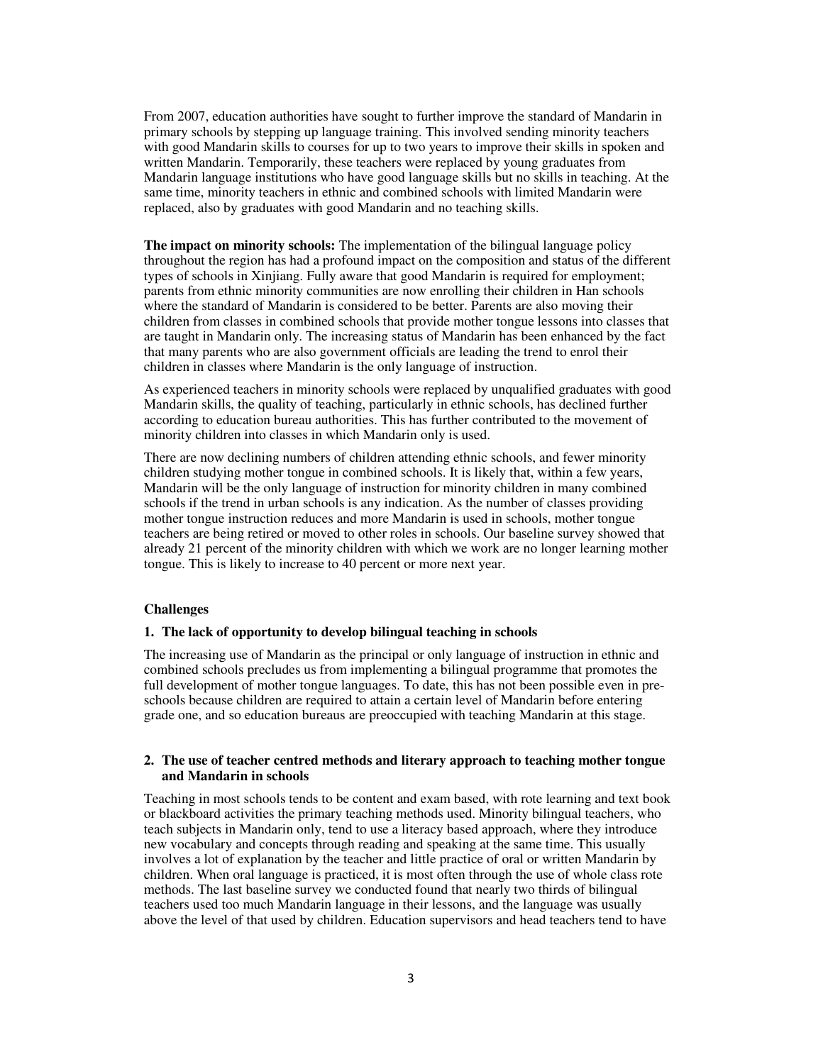From 2007, education authorities have sought to further improve the standard of Mandarin in primary schools by stepping up language training. This involved sending minority teachers with good Mandarin skills to courses for up to two years to improve their skills in spoken and written Mandarin. Temporarily, these teachers were replaced by young graduates from Mandarin language institutions who have good language skills but no skills in teaching. At the same time, minority teachers in ethnic and combined schools with limited Mandarin were replaced, also by graduates with good Mandarin and no teaching skills.

**The impact on minority schools:** The implementation of the bilingual language policy throughout the region has had a profound impact on the composition and status of the different types of schools in Xinjiang. Fully aware that good Mandarin is required for employment; parents from ethnic minority communities are now enrolling their children in Han schools where the standard of Mandarin is considered to be better. Parents are also moving their children from classes in combined schools that provide mother tongue lessons into classes that are taught in Mandarin only. The increasing status of Mandarin has been enhanced by the fact that many parents who are also government officials are leading the trend to enrol their children in classes where Mandarin is the only language of instruction.

As experienced teachers in minority schools were replaced by unqualified graduates with good Mandarin skills, the quality of teaching, particularly in ethnic schools, has declined further according to education bureau authorities. This has further contributed to the movement of minority children into classes in which Mandarin only is used.

There are now declining numbers of children attending ethnic schools, and fewer minority children studying mother tongue in combined schools. It is likely that, within a few years, Mandarin will be the only language of instruction for minority children in many combined schools if the trend in urban schools is any indication. As the number of classes providing mother tongue instruction reduces and more Mandarin is used in schools, mother tongue teachers are being retired or moved to other roles in schools. Our baseline survey showed that already 21 percent of the minority children with which we work are no longer learning mother tongue. This is likely to increase to 40 percent or more next year.

## Challenges

### 1. The lack of opportunity to develop bilingual teaching in schools

The increasing use of Mandarin as the principal or only language of instruction in ethnic and combined schools precludes us from implementing a bilingual programme that promotes the full development of mother tongue languages. To date, this has not been possible even in pre-schools because children are required to attain a certain level of Mandarin before entering grade one, and so education bureaus are preoccupied with teaching Mandarin at this stage.

### 2. The use of teacher centred methods and literary approach to teaching mother tongue and Mandarin in schools

Teaching in most schools tends to be content and exam based, with rote learning and text book or blackboard activities the primary teaching methods used. Minority bilingual teachers, who teach subjects in Mandarin only, tend to use a literacy based approach, where they introduce new vocabulary and concepts through reading and speaking at the same time. This usually involves a lot of explanation by the teacher and little practice of oral or written Mandarin by children. When oral language is practiced, it is most often through the use of whole class rote methods. The last baseline survey we conducted found that nearly two thirds of bilingual teachers used too much Mandarin language in their lessons, and the language was usually above the level of that used by children. Education supervisors and head teachers tend to have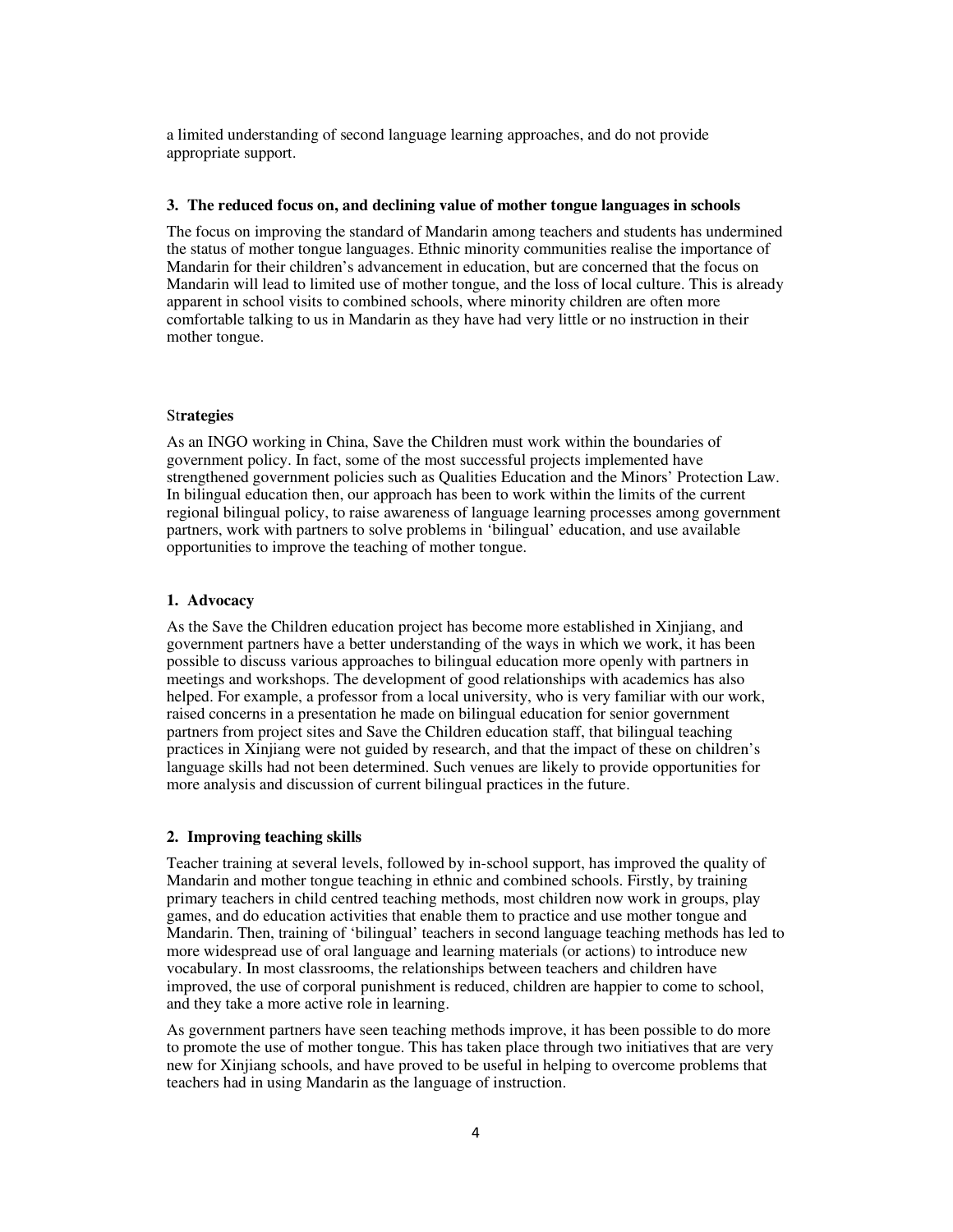a limited understanding of second language learning approaches, and do not provide appropriate support.

### 3. The reduced focus on, and declining value of mother tongue languages in schools

The focus on improving the standard of Mandarin among teachers and students has undermined the status of mother tongue languages. Ethnic minority communities realise the importance of Mandarin for their children's advancement in education, but are concerned that the focus on Mandarin will lead to limited use of mother tongue, and the loss of local culture. This is already apparent in school visits to combined schools, where minority children are often more comfortable talking to us in Mandarin as they have had very little or no instruction in their mother tongue.

## Strategies

As an INGO working in China, Save the Children must work within the boundaries of government policy. In fact, some of the most successful projects implemented have strengthened government policies such as Qualities Education and the Minors' Protection Law. In bilingual education then, our approach has been to work within the limits of the current regional bilingual policy, to raise awareness of language learning processes among government partners, work with partners to solve problems in 'bilingual' education, and use available opportunities to improve the teaching of mother tongue.

### 1. Advocacy

As the Save the Children education project has become more established in Xinjiang, and government partners have a better understanding of the ways in which we work, it has been possible to discuss various approaches to bilingual education more openly with partners in meetings and workshops. The development of good relationships with academics has also helped. For example, a professor from a local university, who is very familiar with our work, raised concerns in a presentation he made on bilingual education for senior government partners from project sites and Save the Children education staff, that bilingual teaching practices in Xinjiang were not guided by research, and that the impact of these on children's language skills had not been determined. Such venues are likely to provide opportunities for more analysis and discussion of current bilingual practices in the future.

### 2. Improving teaching skills

Teacher training at several levels, followed by in-school support, has improved the quality of Mandarin and mother tongue teaching in ethnic and combined schools. Firstly, by training primary teachers in child centred teaching methods, most children now work in groups, play games, and do education activities that enable them to practice and use mother tongue and Mandarin. Then, training of 'bilingual' teachers in second language teaching methods has led to more widespread use of oral language and learning materials (or actions) to introduce new vocabulary. In most classrooms, the relationships between teachers and children have improved, the use of corporal punishment is reduced, children are happier to come to school, and they take a more active role in learning.

As government partners have seen teaching methods improve, it has been possible to do more to promote the use of mother tongue. This has taken place through two initiatives that are very new for Xinjiang schools, and have proved to be useful in helping to overcome problems that teachers had in using Mandarin as the language of instruction.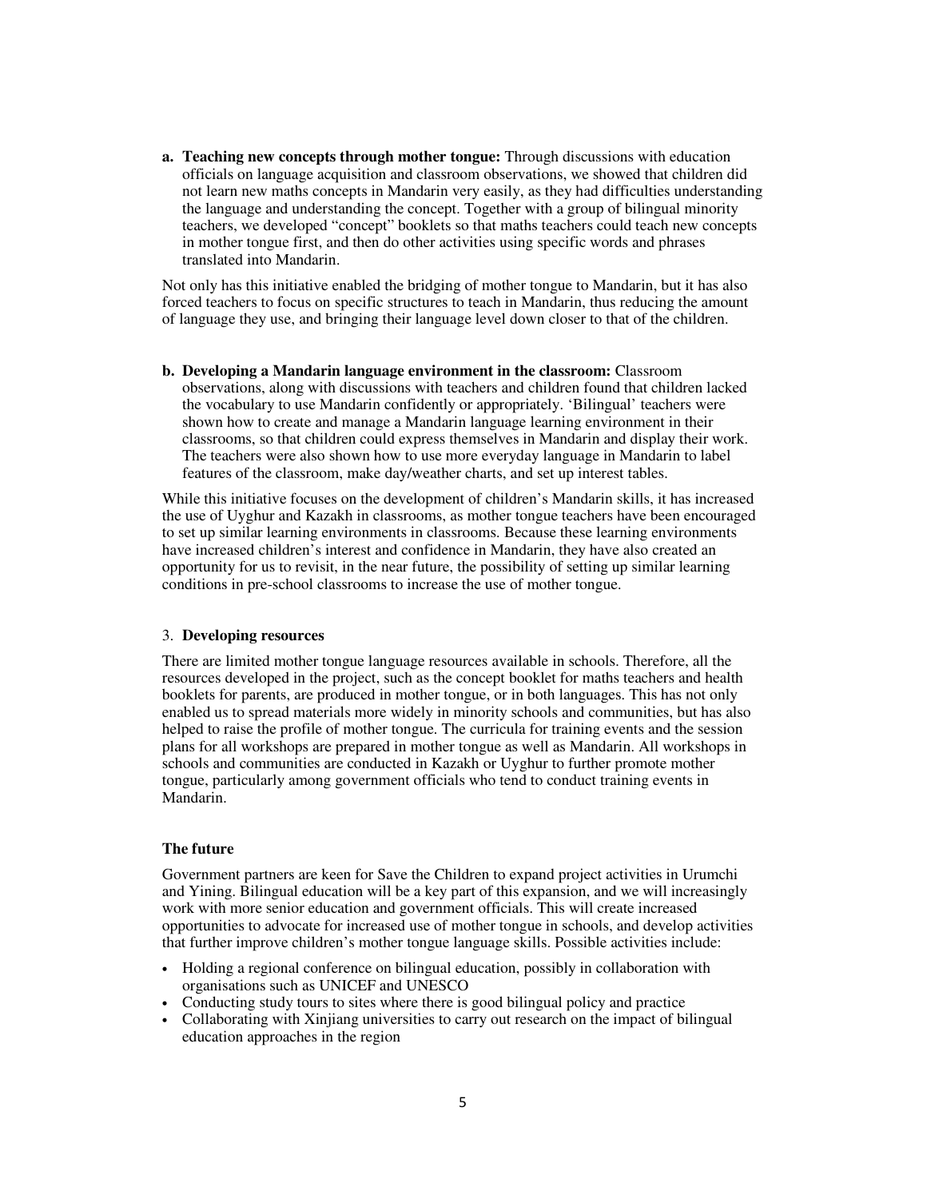a. **Teaching new concepts through mother tongue:** Through discussions with education officials on language acquisition and classroom observations, we showed that children did not learn new maths concepts in Mandarin very easily, as they had difficulties understanding the language and understanding the concept. Together with a group of bilingual minority teachers, we developed "concept" booklets so that maths teachers could teach new concepts in mother tongue first, and then do other activities using specific words and phrases translated into Mandarin.

Not only has this initiative enabled the bridging of mother tongue to Mandarin, but it has also forced teachers to focus on specific structures to teach in Mandarin, thus reducing the amount of language they use, and bringing their language level down closer to that of the children.

b. **Developing a Mandarin language environment in the classroom:** Classroom observations, along with discussions with teachers and children found that children lacked the vocabulary to use Mandarin confidently or appropriately. 'Bilingual' teachers were shown how to create and manage a Mandarin language learning environment in their classrooms, so that children could express themselves in Mandarin and display their work. The teachers were also shown how to use more everyday language in Mandarin to label features of the classroom, make day/weather charts, and set up interest tables.

While this initiative focuses on the development of children's Mandarin skills, it has increased the use of Uyghur and Kazakh in classrooms, as mother tongue teachers have been encouraged to set up similar learning environments in classrooms. Because these learning environments have increased children's interest and confidence in Mandarin, they have also created an opportunity for us to revisit, in the near future, the possibility of setting up similar learning conditions in pre-school classrooms to increase the use of mother tongue.

3. **Developing resources**

There are limited mother tongue language resources available in schools. Therefore, all the resources developed in the project, such as the concept booklet for maths teachers and health booklets for parents, are produced in mother tongue, or in both languages. This has not only enabled us to spread materials more widely in minority schools and communities, but has also helped to raise the profile of mother tongue. The curricula for training events and the session plans for all workshops are prepared in mother tongue as well as Mandarin. All workshops in schools and communities are conducted in Kazakh or Uyghur to further promote mother tongue, particularly among government officials who tend to conduct training events in Mandarin.

### The future

Government partners are keen for Save the Children to expand project activities in Urumchi and Yining. Bilingual education will be a key part of this expansion, and we will increasingly work with more senior education and government officials. This will create increased opportunities to advocate for increased use of mother tongue in schools, and develop activities that further improve children's mother tongue language skills. Possible activities include:

- Holding a regional conference on bilingual education, possibly in collaboration with organisations such as UNICEF and UNESCO
- Conducting study tours to sites where there is good bilingual policy and practice
- Collaborating with Xinjiang universities to carry out research on the impact of bilingual education approaches in the region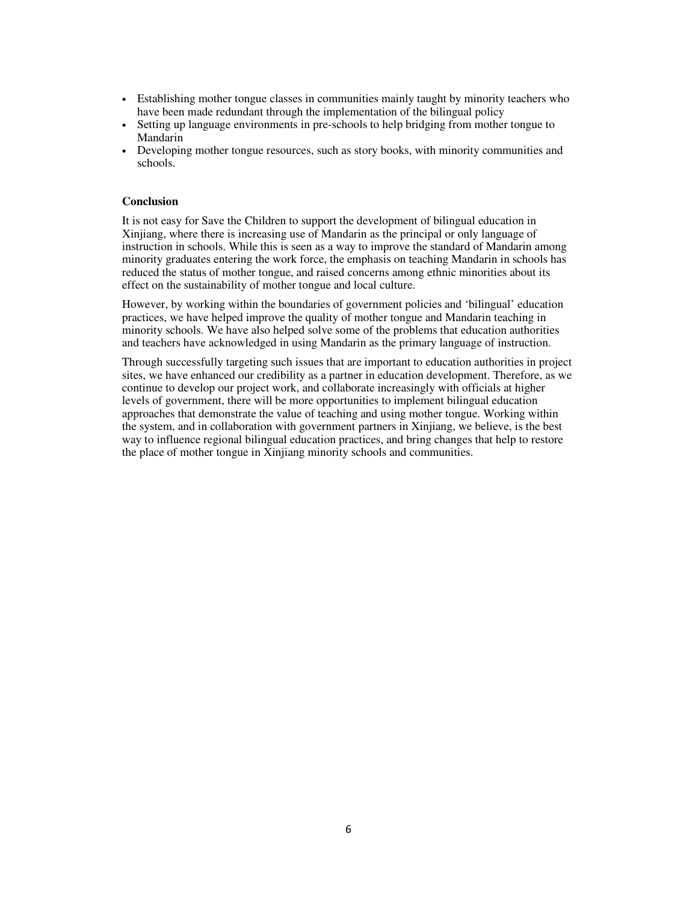- Establishing mother tongue classes in communities mainly taught by minority teachers who have been made redundant through the implementation of the bilingual policy
- Setting up language environments in pre-schools to help bridging from mother tongue to Mandarin
- Developing mother tongue resources, such as story books, with minority communities and schools.

**Conclusion**

It is not easy for Save the Children to support the development of bilingual education in Xinjiang, where there is increasing use of Mandarin as the principal or only language of instruction in schools. While this is seen as a way to improve the standard of Mandarin among minority graduates entering the work force, the emphasis on teaching Mandarin in schools has reduced the status of mother tongue, and raised concerns among ethnic minorities about its effect on the sustainability of mother tongue and local culture.

However, by working within the boundaries of government policies and 'bilingual' education practices, we have helped improve the quality of mother tongue and Mandarin teaching in minority schools. We have also helped solve some of the problems that education authorities and teachers have acknowledged in using Mandarin as the primary language of instruction.

Through successfully targeting such issues that are important to education authorities in project sites, we have enhanced our credibility as a partner in education development. Therefore, as we continue to develop our project work, and collaborate increasingly with officials at higher levels of government, there will be more opportunities to implement bilingual education approaches that demonstrate the value of teaching and using mother tongue. Working within the system, and in collaboration with government partners in Xinjiang, we believe, is the best way to influence regional bilingual education practices, and bring changes that help to restore the place of mother tongue in Xinjiang minority schools and communities.